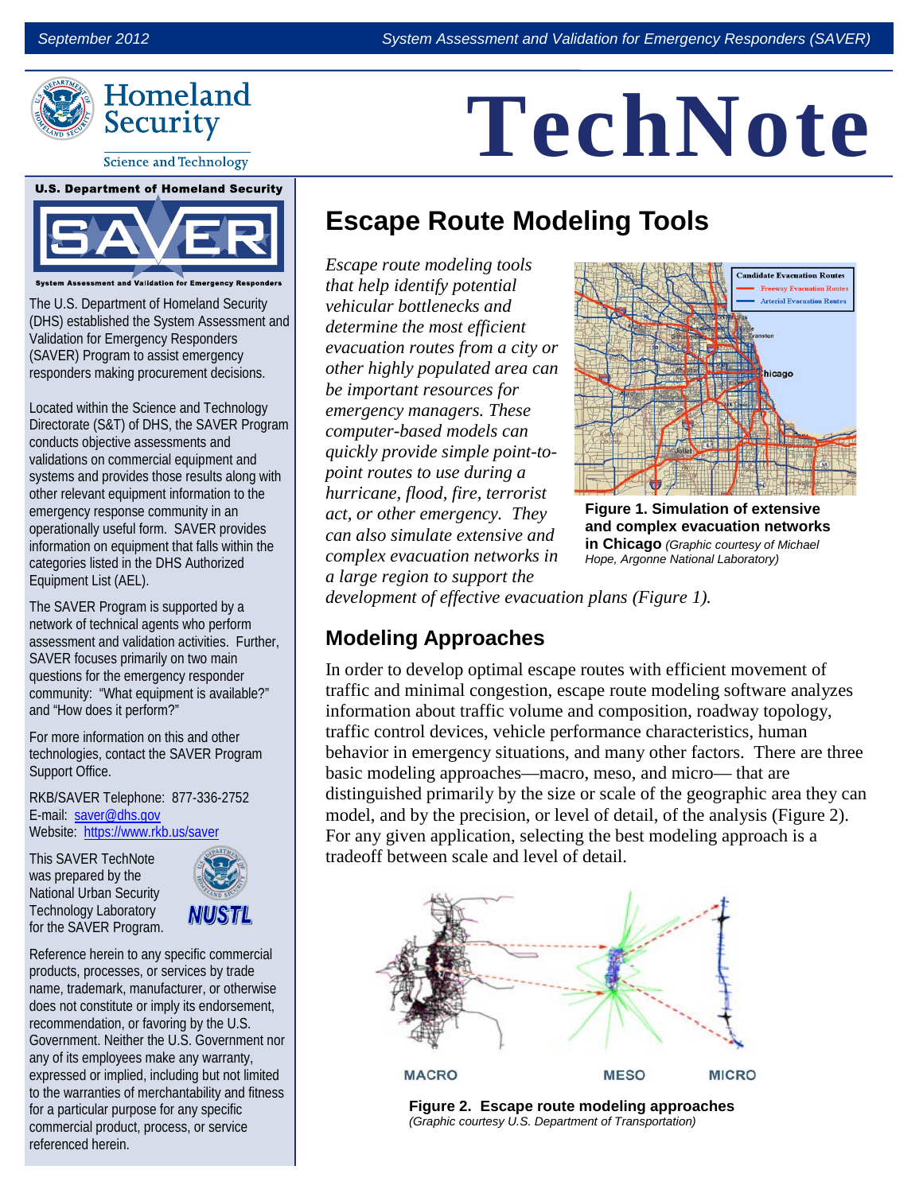# TechNote

**U.S. Department of Homeland Security**

**SAVER**

System Assessment and Validation for Emergency Responders

The U.S. Department of Homeland Security (DHS) established the System Assessment and Validation for Emergency Responders (SAVER) Program to assist emergency responders making procurement decisions.

Located within the Science and Technology Directorate (S&T) of DHS, the SAVER Program conducts objective assessments and validations on commercial equipment and systems and provides those results along with other relevant equipment information to the emergency response community in an operationally useful form. SAVER provides information on equipment that falls within the categories listed in the DHS Authorized Equipment List (AEL).

The SAVER Program is supported by a network of technical agents who perform assessment and validation activities. Further, SAVER focuses primarily on two main questions for the emergency responder community: "What equipment is available?" and "How does it perform?"

For more information on this and other technologies, contact the SAVER Program Support Office.

RKB/SAVER Telephone: 877-336-2752
E-mail: saver@dhs.gov
Website: https://www.rkb.us/saver

This SAVER TechNote was prepared by the National Urban Security Technology Laboratory for the SAVER Program.

Reference herein to any specific commercial products, processes, or services by trade name, trademark, manufacturer, or otherwise does not constitute or imply its endorsement, recommendation, or favoring by the U.S. Government. Neither the U.S. Government nor any of its employees make any warranty, expressed or implied, including but not limited to the warranties of merchantability and fitness for a particular purpose for any specific commercial product, process, or service referenced herein.

## Escape Route Modeling Tools

*Escape route modeling tools that help identify potential vehicular bottlenecks and determine the most efficient evacuation routes from a city or other highly populated area can be important resources for emergency managers. These computer-based models can quickly provide simple point-to-point routes to use during a hurricane, flood, fire, terrorist act, or other emergency. They can also simulate extensive and complex evacuation networks in a large region to support the development of effective evacuation plans (Figure 1).*

**Figure 1. Simulation of extensive and complex evacuation networks in Chicago** *(Graphic courtesy of Michael Hope, Argonne National Laboratory)*

### Modeling Approaches

In order to develop optimal escape routes with efficient movement of traffic and minimal congestion, escape route modeling software analyzes information about traffic volume and composition, roadway topology, traffic control devices, vehicle performance characteristics, human behavior in emergency situations, and many other factors. There are three basic modeling approaches—macro, meso, and micro— that are distinguished primarily by the size or scale of the geographic area they can model, and by the precision, or level of detail, of the analysis (Figure 2). For any given application, selecting the best modeling approach is a tradeoff between scale and level of detail.

**Figure 2. Escape route modeling approaches**
*(Graphic courtesy U.S. Department of Transportation)*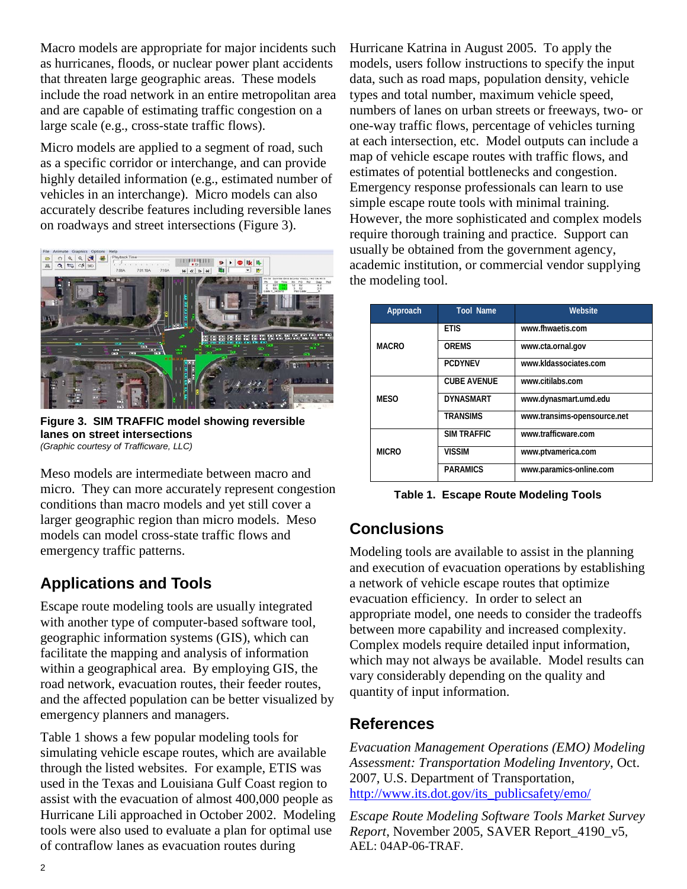Macro models are appropriate for major incidents such as hurricanes, floods, or nuclear power plant accidents that threaten large geographic areas. These models include the road network in an entire metropolitan area and are capable of estimating traffic congestion on a large scale (e.g., cross-state traffic flows).

Micro models are applied to a segment of road, such as a specific corridor or interchange, and can provide highly detailed information (e.g., estimated number of vehicles in an interchange). Micro models can also accurately describe features including reversible lanes on roadways and street intersections (Figure 3).

**Figure 3. SIM TRAFFIC model showing reversible lanes on street intersections**
*(Graphic courtesy of Trafficware, LLC)*

Meso models are intermediate between macro and micro. They can more accurately represent congestion conditions than macro models and yet still cover a larger geographic region than micro models. Meso models can model cross-state traffic flows and emergency traffic patterns.

## Applications and Tools

Escape route modeling tools are usually integrated with another type of computer-based software tool, geographic information systems (GIS), which can facilitate the mapping and analysis of information within a geographical area. By employing GIS, the road network, evacuation routes, their feeder routes, and the affected population can be better visualized by emergency planners and managers.

Table 1 shows a few popular modeling tools for simulating vehicle escape routes, which are available through the listed websites. For example, ETIS was used in the Texas and Louisiana Gulf Coast region to assist with the evacuation of almost 400,000 people as Hurricane Lili approached in October 2002. Modeling tools were also used to evaluate a plan for optimal use of contraflow lanes as evacuation routes during Hurricane Katrina in August 2005. To apply the models, users follow instructions to specify the input data, such as road maps, population density, vehicle types and total number, maximum vehicle speed, numbers of lanes on urban streets or freeways, two- or one-way traffic flows, percentage of vehicles turning at each intersection, etc. Model outputs can include a map of vehicle escape routes with traffic flows, and estimates of potential bottlenecks and congestion. Emergency response professionals can learn to use simple escape route tools with minimal training. However, the more sophisticated and complex models require thorough training and practice. Support can usually be obtained from the government agency, academic institution, or commercial vendor supplying the modeling tool.

| Approach | Tool Name | Website |
|---|---|---|
| MACRO | ETIS | www.fhwaetis.com |
| | OREMS | www.cta.ornal.gov |
| | PCDYNEV | www.kldassociates.com |
| MESO | CUBE AVENUE | www.citilabs.com |
| | DYNASMART | www.dynasmart.umd.edu |
| | TRANSIMS | www.transims-opensource.net |
| MICRO | SIM TRAFFIC | www.trafficware.com |
| | VISSIM | www.ptvamerica.com |
| | PARAMICS | www.paramics-online.com |

**Table 1. Escape Route Modeling Tools**

## Conclusions

Modeling tools are available to assist in the planning and execution of evacuation operations by establishing a network of vehicle escape routes that optimize evacuation efficiency. In order to select an appropriate model, one needs to consider the tradeoffs between more capability and increased complexity. Complex models require detailed input information, which may not always be available. Model results can vary considerably depending on the quality and quantity of input information.

## References

*Evacuation Management Operations (EMO) Modeling Assessment: Transportation Modeling Inventory*, Oct. 2007, U.S. Department of Transportation, http://www.its.dot.gov/its_publicsafety/emo/

*Escape Route Modeling Software Tools Market Survey Report*, November 2005, SAVER Report_4190_v5, AEL: 04AP-06-TRAF.